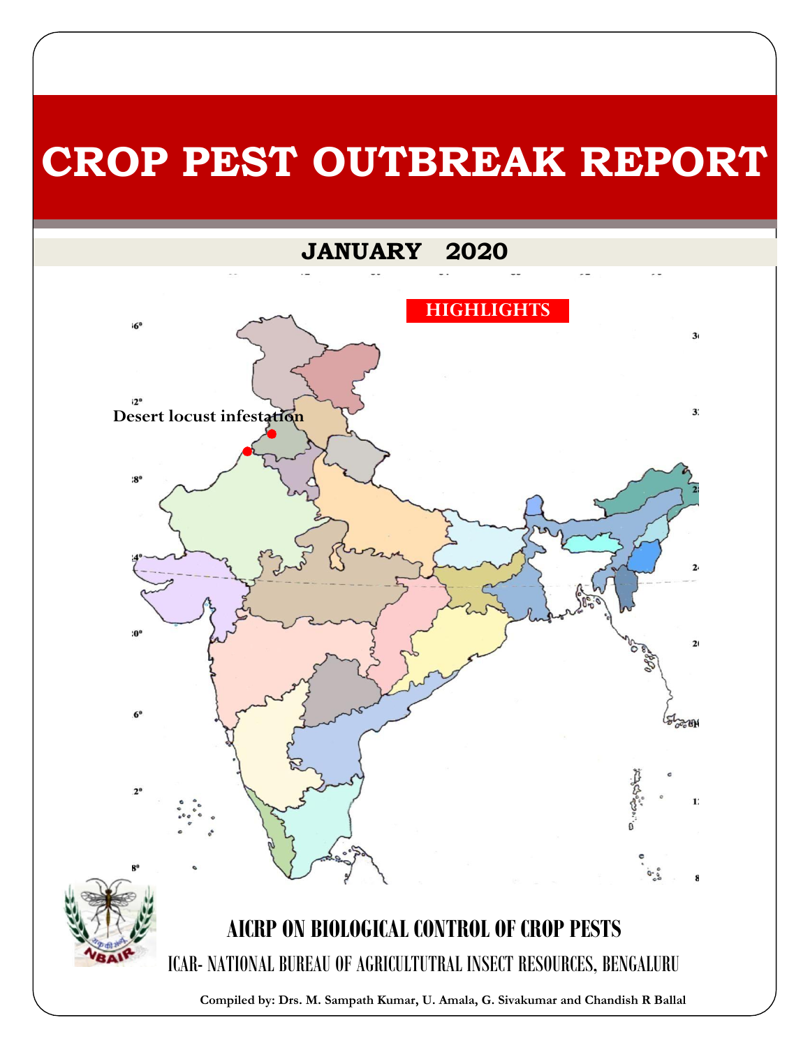# CROP PEST OUTBREAK REPORT

## JANUARY 2020

**HIGHLIGHTS**

**Desert locust infestation**

## AICRP ON BIOLOGICAL CONTROL OF CROP PESTS

ICAR- NATIONAL BUREAU OF AGRICULTUTRAL INSECT RESOURCES, BENGALURU

**Compiled by: Drs. M. Sampath Kumar, U. Amala, G. Sivakumar and Chandish R Ballal**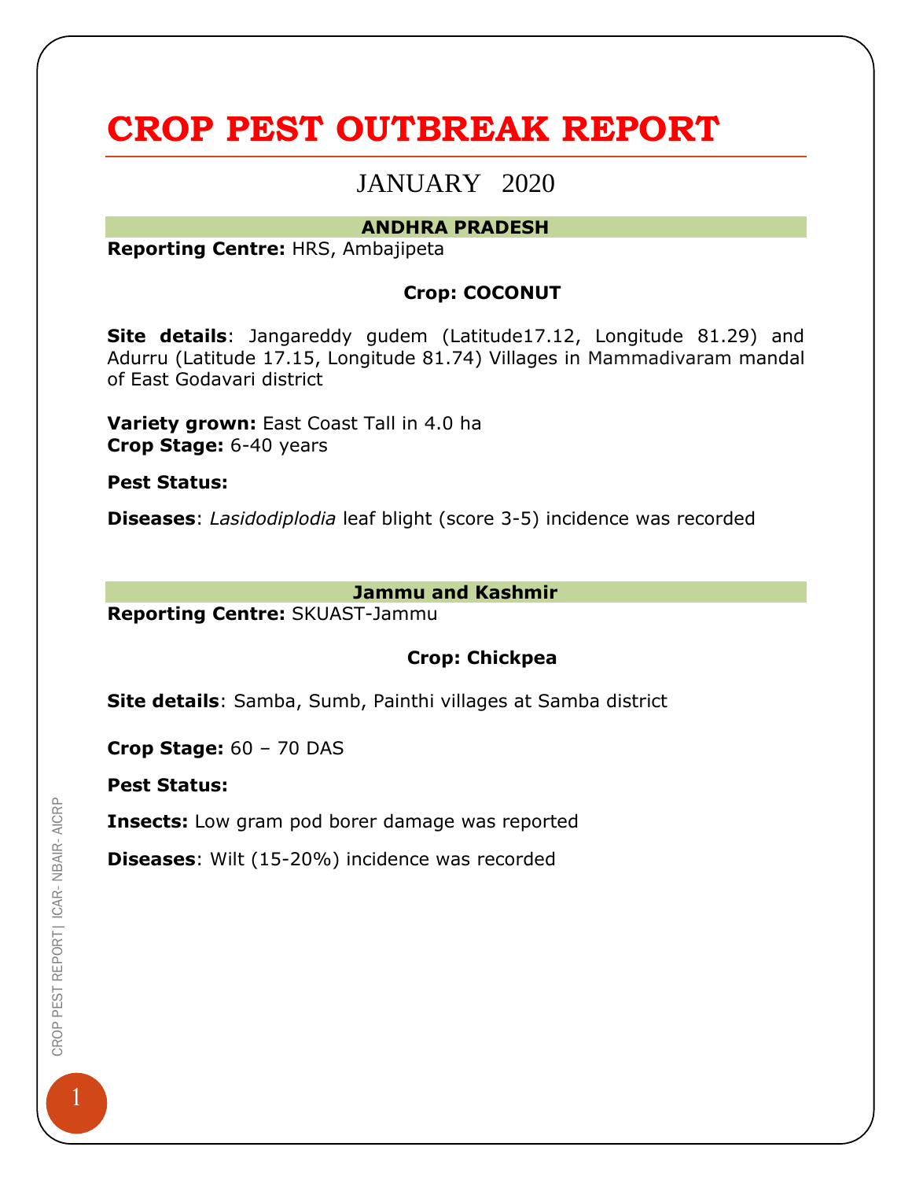# CROP PEST OUTBREAK REPORT

## JANUARY 2020

### ANDHRA PRADESH

**Reporting Centre:** HRS, Ambajipeta

**Crop: COCONUT**

**Site details**: Jangareddy gudem (Latitude17.12, Longitude 81.29) and Adurru (Latitude 17.15, Longitude 81.74) Villages in Mammadivaram mandal of East Godavari district

**Variety grown:** East Coast Tall in 4.0 ha
**Crop Stage:** 6-40 years

**Pest Status:**

**Diseases**: *Lasidodiplodia* leaf blight (score 3-5) incidence was recorded

### Jammu and Kashmir

**Reporting Centre:** SKUAST-Jammu

**Crop: Chickpea**

**Site details**: Samba, Sumb, Painthi villages at Samba district

**Crop Stage:** 60 – 70 DAS

**Pest Status:**

**Insects:** Low gram pod borer damage was reported

**Diseases**: Wilt (15-20%) incidence was recorded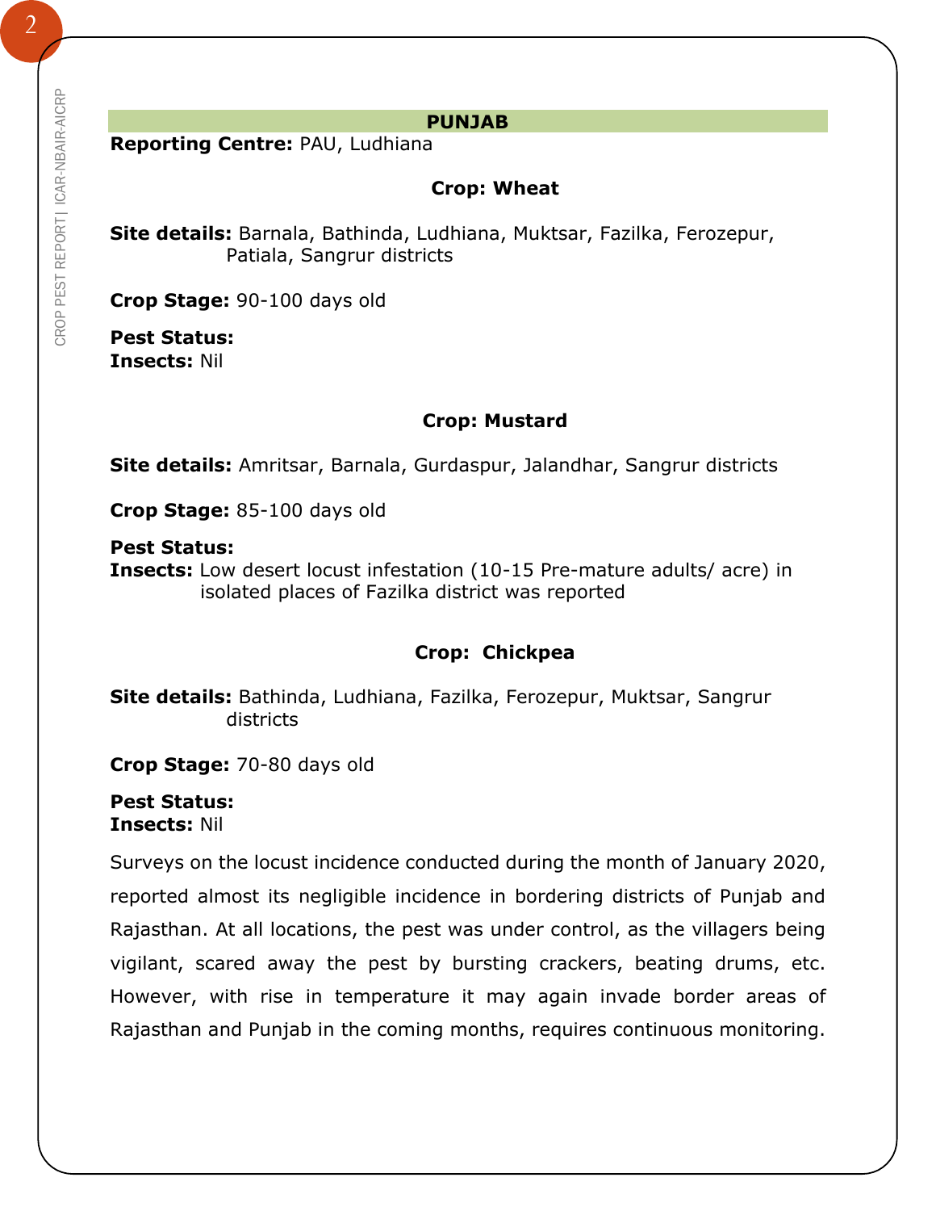## PUNJAB

**Reporting Centre:** PAU, Ludhiana

### Crop: Wheat

**Site details:** Barnala, Bathinda, Ludhiana, Muktsar, Fazilka, Ferozepur, Patiala, Sangrur districts

**Crop Stage:** 90-100 days old

**Pest Status:**
**Insects:** Nil

### Crop: Mustard

**Site details:** Amritsar, Barnala, Gurdaspur, Jalandhar, Sangrur districts

**Crop Stage:** 85-100 days old

**Pest Status:**
**Insects:** Low desert locust infestation (10-15 Pre-mature adults/ acre) in isolated places of Fazilka district was reported

### Crop: Chickpea

**Site details:** Bathinda, Ludhiana, Fazilka, Ferozepur, Muktsar, Sangrur districts

**Crop Stage:** 70-80 days old

**Pest Status:**
**Insects:** Nil

Surveys on the locust incidence conducted during the month of January 2020, reported almost its negligible incidence in bordering districts of Punjab and Rajasthan. At all locations, the pest was under control, as the villagers being vigilant, scared away the pest by bursting crackers, beating drums, etc. However, with rise in temperature it may again invade border areas of Rajasthan and Punjab in the coming months, requires continuous monitoring.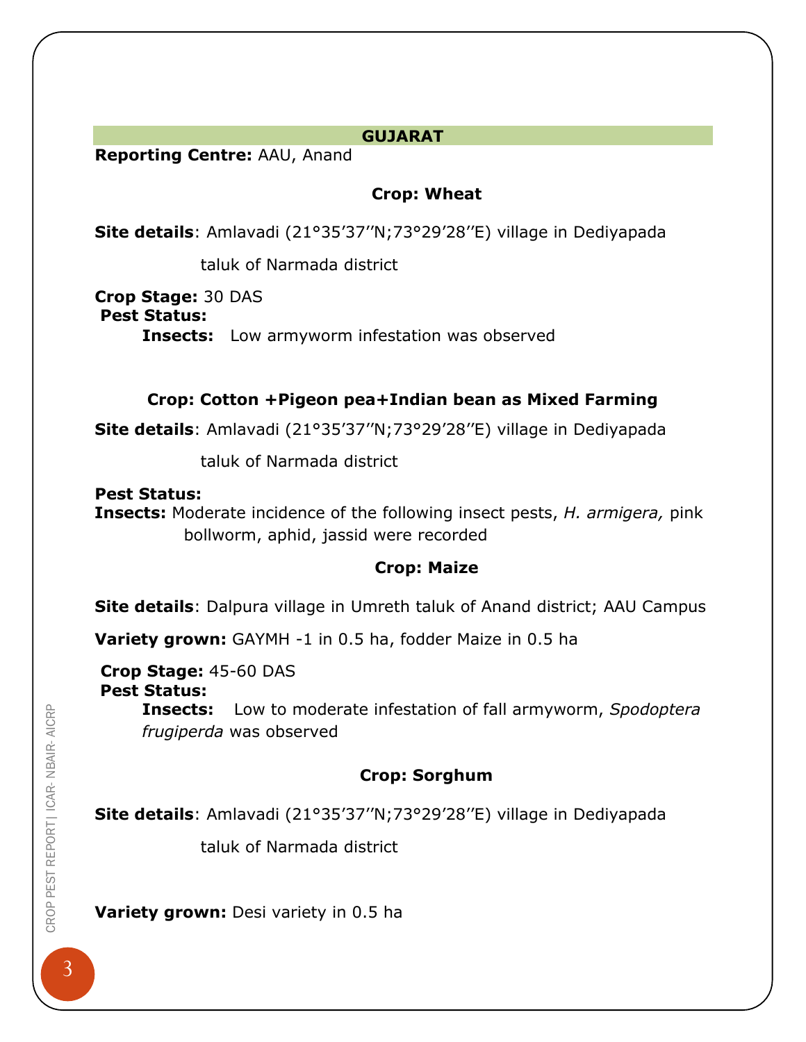## GUJARAT

**Reporting Centre:** AAU, Anand

### Crop: Wheat

**Site details**: Amlavadi (21°35'37''N;73°29'28''E) village in Dediyapada taluk of Narmada district

**Crop Stage:** 30 DAS

**Pest Status:**

**Insects:** Low armyworm infestation was observed

### Crop: Cotton +Pigeon pea+Indian bean as Mixed Farming

**Site details**: Amlavadi (21°35'37''N;73°29'28''E) village in Dediyapada taluk of Narmada district

**Pest Status:**

**Insects:** Moderate incidence of the following insect pests, *H. armigera,* pink bollworm, aphid, jassid were recorded

### Crop: Maize

**Site details**: Dalpura village in Umreth taluk of Anand district; AAU Campus

**Variety grown:** GAYMH -1 in 0.5 ha, fodder Maize in 0.5 ha

**Crop Stage:** 45-60 DAS

**Pest Status:**

**Insects:** Low to moderate infestation of fall armyworm, *Spodoptera frugiperda* was observed

### Crop: Sorghum

**Site details**: Amlavadi (21°35'37''N;73°29'28''E) village in Dediyapada taluk of Narmada district

**Variety grown:** Desi variety in 0.5 ha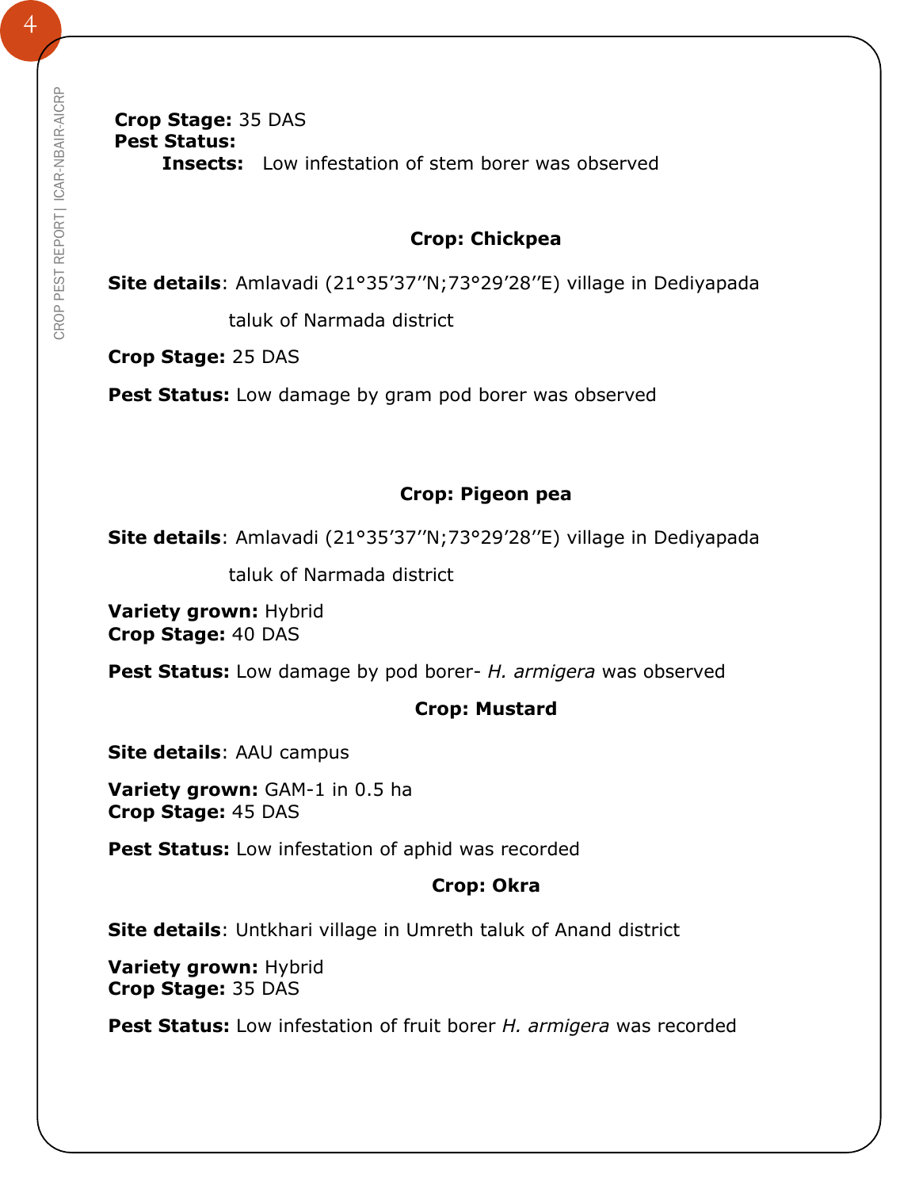**Crop Stage:** 35 DAS
**Pest Status:**
**Insects:** Low infestation of stem borer was observed

**Crop: Chickpea**

**Site details**: Amlavadi (21°35’37’’N;73°29’28’’E) village in Dediyapada taluk of Narmada district

**Crop Stage:** 25 DAS

**Pest Status:** Low damage by gram pod borer was observed

**Crop: Pigeon pea**

**Site details**: Amlavadi (21°35’37’’N;73°29’28’’E) village in Dediyapada taluk of Narmada district

**Variety grown:** Hybrid
**Crop Stage:** 40 DAS

**Pest Status:** Low damage by pod borer- *H. armigera* was observed

**Crop: Mustard**

**Site details**: AAU campus

**Variety grown:** GAM-1 in 0.5 ha
**Crop Stage:** 45 DAS

**Pest Status:** Low infestation of aphid was recorded

**Crop: Okra**

**Site details**: Untkhari village in Umreth taluk of Anand district

**Variety grown:** Hybrid
**Crop Stage:** 35 DAS

**Pest Status:** Low infestation of fruit borer *H. armigera* was recorded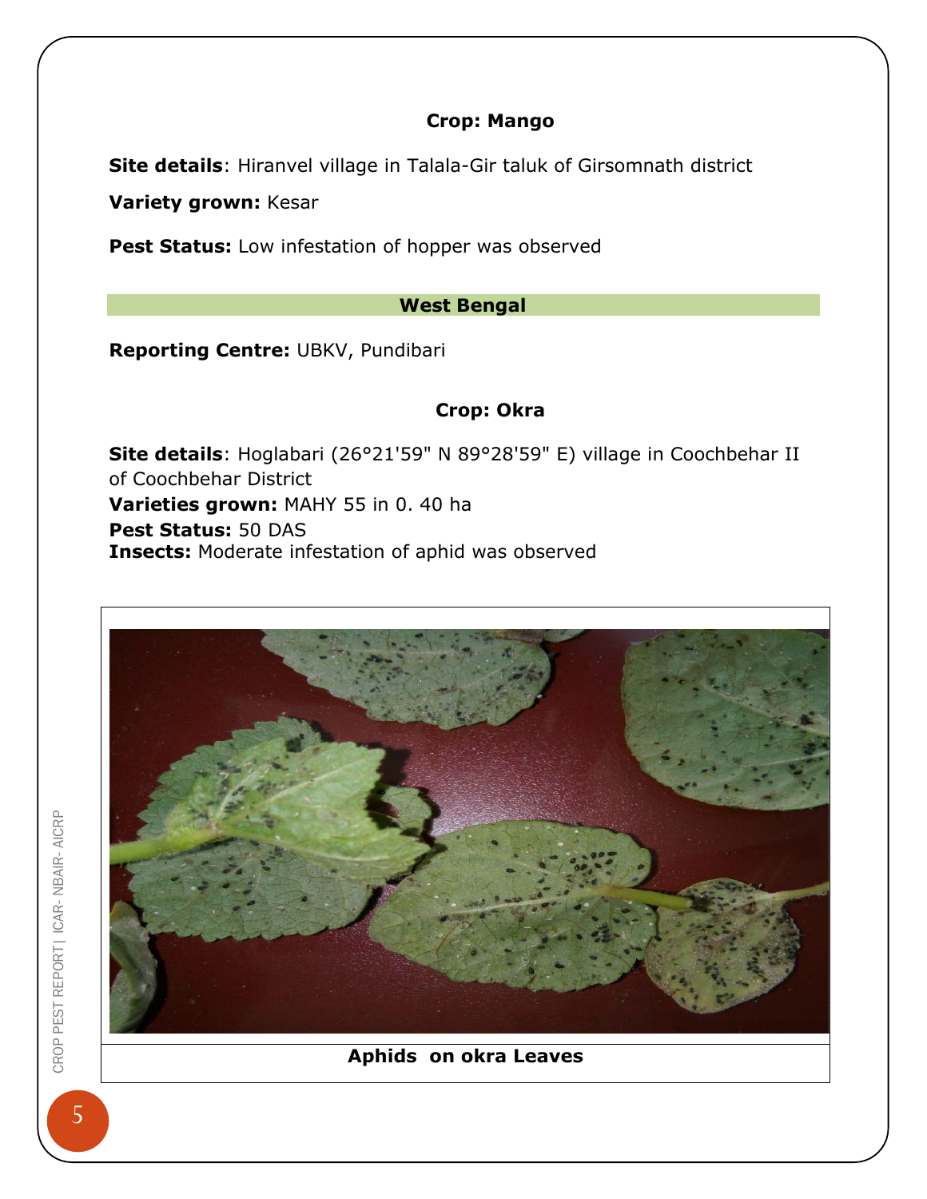### Crop: Mango

**Site details**: Hiranvel village in Talala-Gir taluk of Girsomnath district

**Variety grown:** Kesar

**Pest Status:** Low infestation of hopper was observed

## West Bengal

**Reporting Centre:** UBKV, Pundibari

### Crop: Okra

**Site details**: Hoglabari (26°21'59" N 89°28'59" E) village in Coochbehar II of Coochbehar District

**Varieties grown:** MAHY 55 in 0. 40 ha

**Pest Status:** 50 DAS

**Insects:** Moderate infestation of aphid was observed

**Aphids on okra Leaves**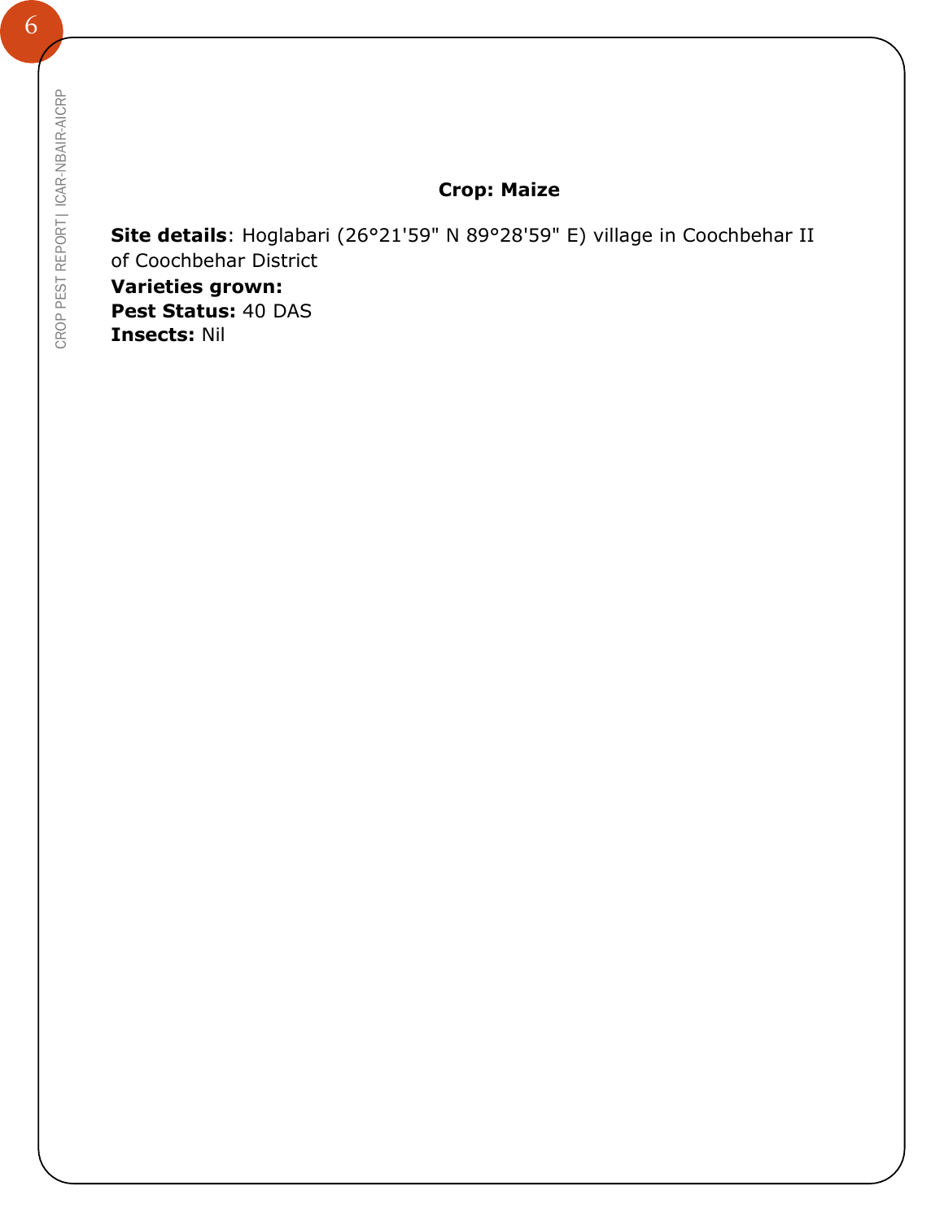**Crop: Maize**

**Site details**: Hoglabari (26°21'59" N 89°28'59" E) village in Coochbehar II of Coochbehar District
**Varieties grown:**
**Pest Status:** 40 DAS
**Insects:** Nil